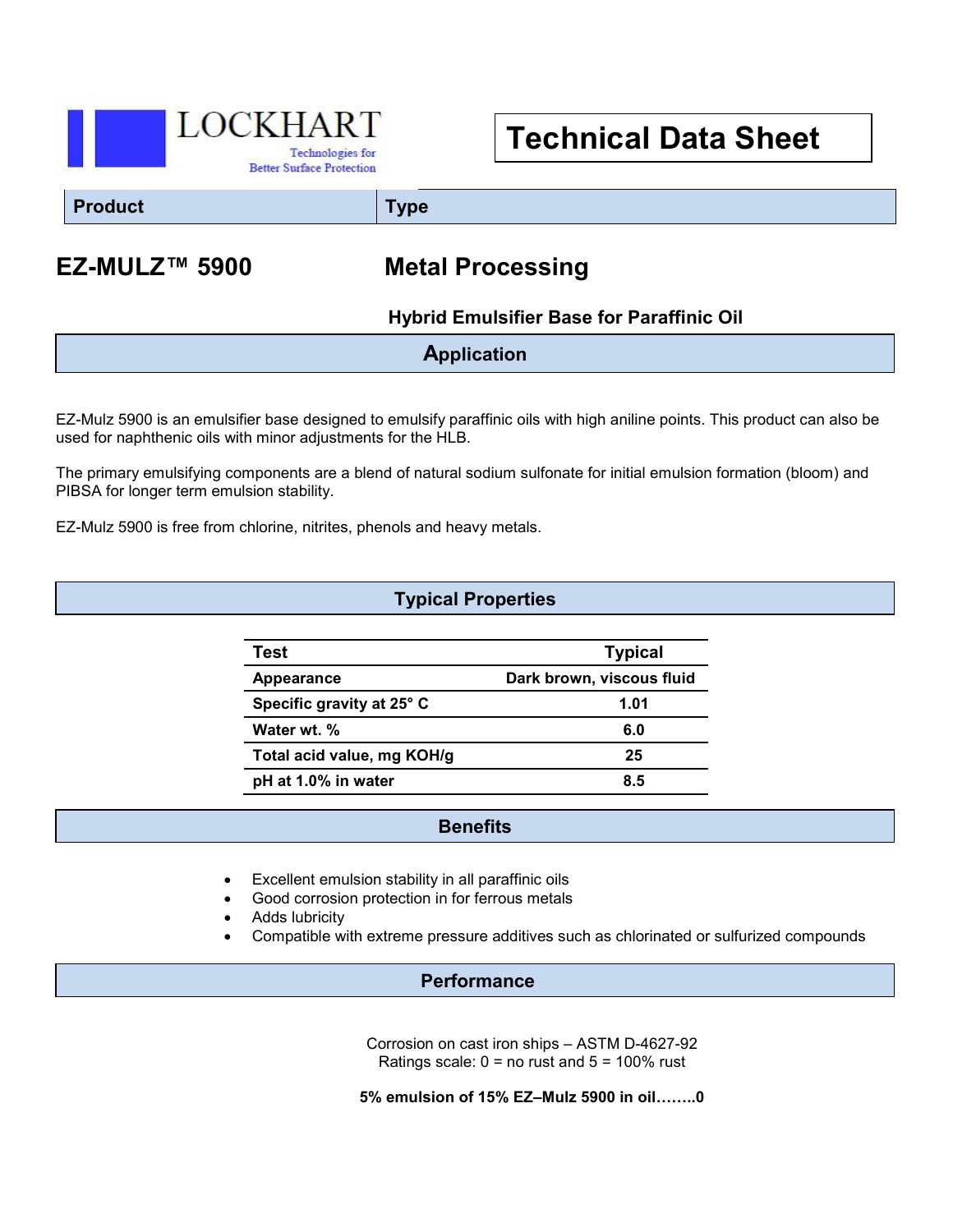LOCKHART
Technologies for Better Surface Protection

# Technical Data Sheet

| Product | Type |
| --- | --- |
| **EZ-MULZ™ 5900** | **Metal Processing** |
| | **Hybrid Emulsifier Base for Paraffinic Oil** |

## Application

EZ-Mulz 5900 is an emulsifier base designed to emulsify paraffinic oils with high aniline points. This product can also be used for naphthenic oils with minor adjustments for the HLB.

The primary emulsifying components are a blend of natural sodium sulfonate for initial emulsion formation (bloom) and PIBSA for longer term emulsion stability.

EZ-Mulz 5900 is free from chlorine, nitrites, phenols and heavy metals.

## Typical Properties

| Test | Typical |
| --- | --- |
| Appearance | Dark brown, viscous fluid |
| Specific gravity at 25° C | 1.01 |
| Water wt. % | 6.0 |
| Total acid value, mg KOH/g | 25 |
| pH at 1.0% in water | 8.5 |

## Benefits

- Excellent emulsion stability in all paraffinic oils
- Good corrosion protection in for ferrous metals
- Adds lubricity
- Compatible with extreme pressure additives such as chlorinated or sulfurized compounds

## Performance

Corrosion on cast iron ships – ASTM D-4627-92
Ratings scale: 0 = no rust and 5 = 100% rust

**5% emulsion of 15% EZ–Mulz 5900 in oil……..0**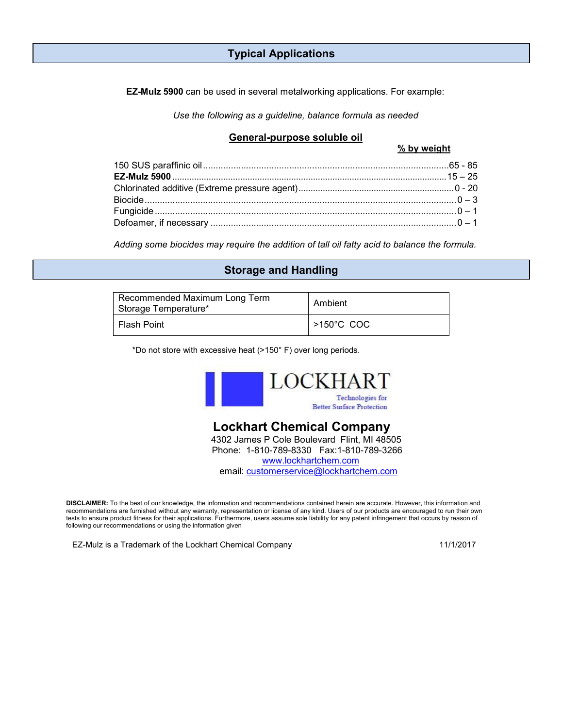## Typical Applications

**EZ-Mulz 5900** can be used in several metalworking applications. For example:

*Use the following as a guideline, balance formula as needed*

### General-purpose soluble oil

| | % by weight |
|---|---|
| 150 SUS paraffinic oil | 65 - 85 |
| **EZ-Mulz 5900** | 15 – 25 |
| Chlorinated additive (Extreme pressure agent) | 0 - 20 |
| Biocide | 0 – 3 |
| Fungicide | 0 – 1 |
| Defoamer, if necessary | 0 – 1 |

*Adding some biocides may require the addition of tall oil fatty acid to balance the formula.*

## Storage and Handling

| | |
|---|---|
| Recommended Maximum Long Term Storage Temperature* | Ambient |
| Flash Point | >150°C COC |

*Do not store with excessive heat (>150° F) over long periods.

LOCKHART
Technologies for Better Surface Protection

**Lockhart Chemical Company**
4302 James P Cole Boulevard Flint, MI 48505
Phone: 1-810-789-8330 Fax:1-810-789-3266
www.lockhartchem.com
email: customerservice@lockhartchem.com

**DISCLAIMER:** To the best of our knowledge, the information and recommendations contained herein are accurate. However, this information and recommendations are furnished without any warranty, representation or license of any kind. Users of our products are encouraged to run their own tests to ensure product fitness for their applications. Furthermore, users assume sole liability for any patent infringement that occurs by reason of following our recommendations or using the information given

EZ-Mulz is a Trademark of the Lockhart Chemical Company 11/1/2017